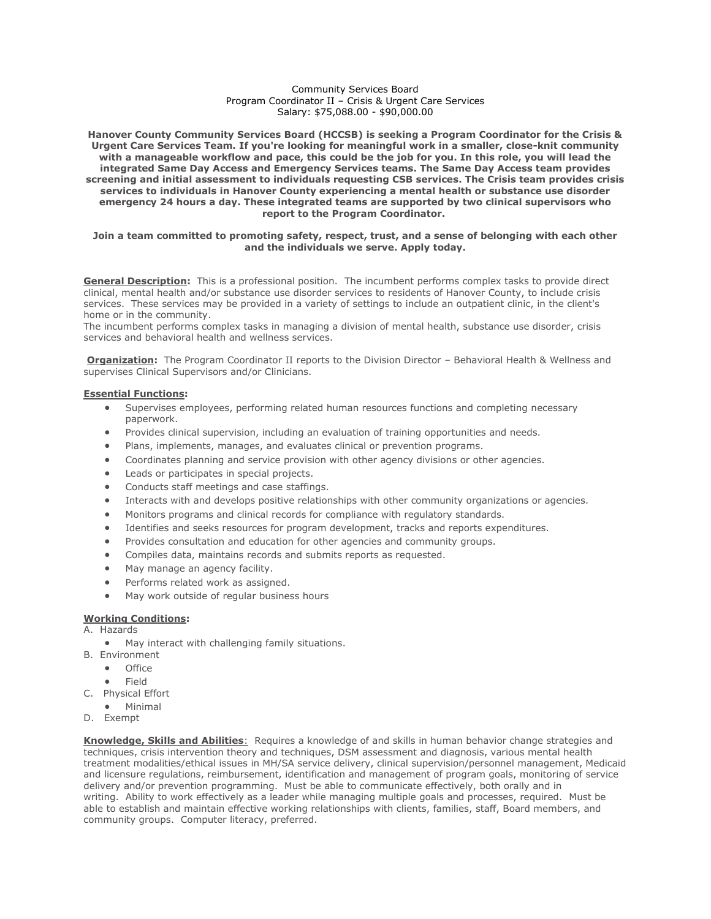Community Services Board
Program Coordinator II – Crisis & Urgent Care Services
Salary: $75,088.00 - $90,000.00

**Hanover County Community Services Board (HCCSB) is seeking a Program Coordinator for the Crisis & Urgent Care Services Team. If you're looking for meaningful work in a smaller, close-knit community with a manageable workflow and pace, this could be the job for you. In this role, you will lead the integrated Same Day Access and Emergency Services teams. The Same Day Access team provides screening and initial assessment to individuals requesting CSB services. The Crisis team provides crisis services to individuals in Hanover County experiencing a mental health or substance use disorder emergency 24 hours a day. These integrated teams are supported by two clinical supervisors who report to the Program Coordinator.**

**Join a team committed to promoting safety, respect, trust, and a sense of belonging with each other and the individuals we serve. Apply today.**

**General Description:** This is a professional position. The incumbent performs complex tasks to provide direct clinical, mental health and/or substance use disorder services to residents of Hanover County, to include crisis services. These services may be provided in a variety of settings to include an outpatient clinic, in the client's home or in the community.
The incumbent performs complex tasks in managing a division of mental health, substance use disorder, crisis services and behavioral health and wellness services.

**Organization:** The Program Coordinator II reports to the Division Director – Behavioral Health & Wellness and supervises Clinical Supervisors and/or Clinicians.

**Essential Functions:**

- Supervises employees, performing related human resources functions and completing necessary paperwork.
- Provides clinical supervision, including an evaluation of training opportunities and needs.
- Plans, implements, manages, and evaluates clinical or prevention programs.
- Coordinates planning and service provision with other agency divisions or other agencies.
- Leads or participates in special projects.
- Conducts staff meetings and case staffings.
- Interacts with and develops positive relationships with other community organizations or agencies.
- Monitors programs and clinical records for compliance with regulatory standards.
- Identifies and seeks resources for program development, tracks and reports expenditures.
- Provides consultation and education for other agencies and community groups.
- Compiles data, maintains records and submits reports as requested.
- May manage an agency facility.
- Performs related work as assigned.
- May work outside of regular business hours

**Working Conditions:**

A. Hazards
   - May interact with challenging family situations.

B. Environment
   - Office
   - Field

C. Physical Effort
   - Minimal

D. Exempt

**Knowledge, Skills and Abilities**: Requires a knowledge of and skills in human behavior change strategies and techniques, crisis intervention theory and techniques, DSM assessment and diagnosis, various mental health treatment modalities/ethical issues in MH/SA service delivery, clinical supervision/personnel management, Medicaid and licensure regulations, reimbursement, identification and management of program goals, monitoring of service delivery and/or prevention programming. Must be able to communicate effectively, both orally and in writing. Ability to work effectively as a leader while managing multiple goals and processes, required. Must be able to establish and maintain effective working relationships with clients, families, staff, Board members, and community groups. Computer literacy, preferred.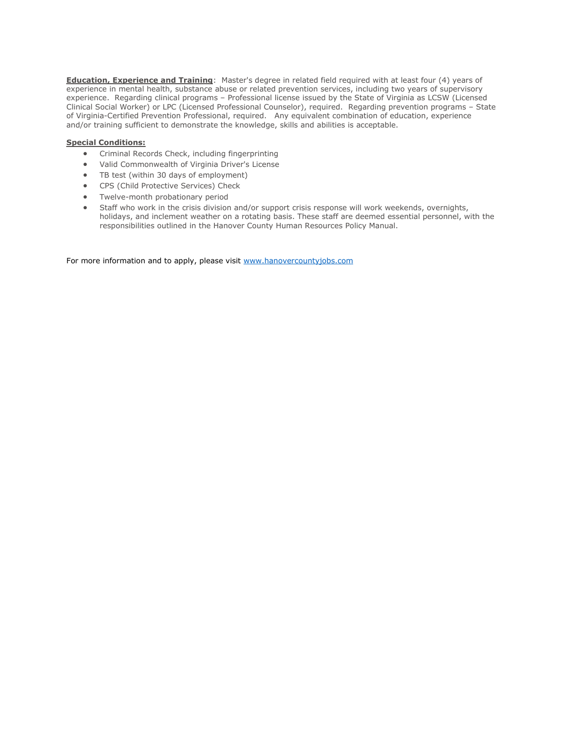**Education, Experience and Training**: Master's degree in related field required with at least four (4) years of experience in mental health, substance abuse or related prevention services, including two years of supervisory experience. Regarding clinical programs – Professional license issued by the State of Virginia as LCSW (Licensed Clinical Social Worker) or LPC (Licensed Professional Counselor), required. Regarding prevention programs – State of Virginia-Certified Prevention Professional, required. Any equivalent combination of education, experience and/or training sufficient to demonstrate the knowledge, skills and abilities is acceptable.

**Special Conditions:**

- Criminal Records Check, including fingerprinting
- Valid Commonwealth of Virginia Driver's License
- TB test (within 30 days of employment)
- CPS (Child Protective Services) Check
- Twelve-month probationary period
- Staff who work in the crisis division and/or support crisis response will work weekends, overnights, holidays, and inclement weather on a rotating basis. These staff are deemed essential personnel, with the responsibilities outlined in the Hanover County Human Resources Policy Manual.

For more information and to apply, please visit www.hanovercountyjobs.com